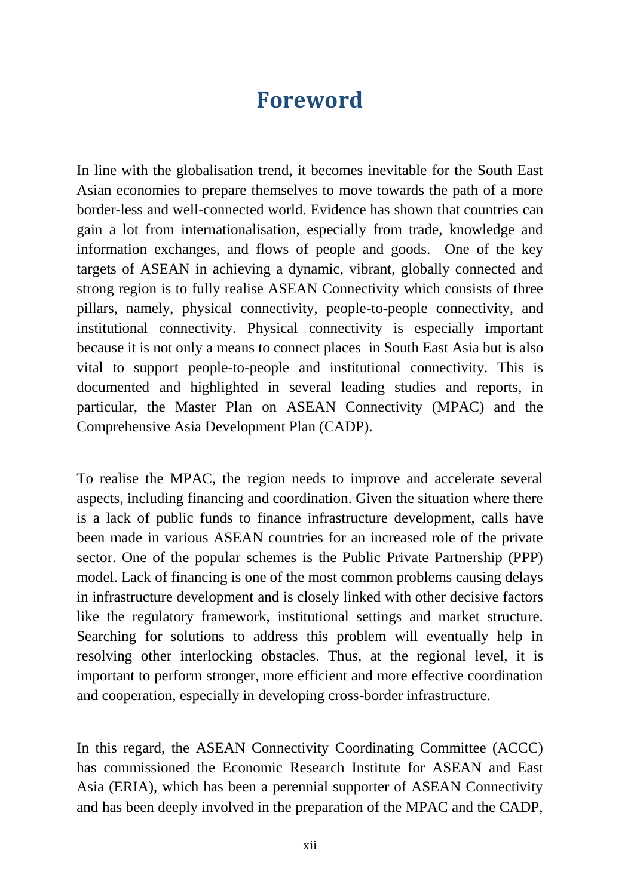# Foreword

In line with the globalisation trend, it becomes inevitable for the South East Asian economies to prepare themselves to move towards the path of a more border-less and well-connected world. Evidence has shown that countries can gain a lot from internationalisation, especially from trade, knowledge and information exchanges, and flows of people and goods. One of the key targets of ASEAN in achieving a dynamic, vibrant, globally connected and strong region is to fully realise ASEAN Connectivity which consists of three pillars, namely, physical connectivity, people-to-people connectivity, and institutional connectivity. Physical connectivity is especially important because it is not only a means to connect places in South East Asia but is also vital to support people-to-people and institutional connectivity. This is documented and highlighted in several leading studies and reports, in particular, the Master Plan on ASEAN Connectivity (MPAC) and the Comprehensive Asia Development Plan (CADP).

To realise the MPAC, the region needs to improve and accelerate several aspects, including financing and coordination. Given the situation where there is a lack of public funds to finance infrastructure development, calls have been made in various ASEAN countries for an increased role of the private sector. One of the popular schemes is the Public Private Partnership (PPP) model. Lack of financing is one of the most common problems causing delays in infrastructure development and is closely linked with other decisive factors like the regulatory framework, institutional settings and market structure. Searching for solutions to address this problem will eventually help in resolving other interlocking obstacles. Thus, at the regional level, it is important to perform stronger, more efficient and more effective coordination and cooperation, especially in developing cross-border infrastructure.

In this regard, the ASEAN Connectivity Coordinating Committee (ACCC) has commissioned the Economic Research Institute for ASEAN and East Asia (ERIA), which has been a perennial supporter of ASEAN Connectivity and has been deeply involved in the preparation of the MPAC and the CADP,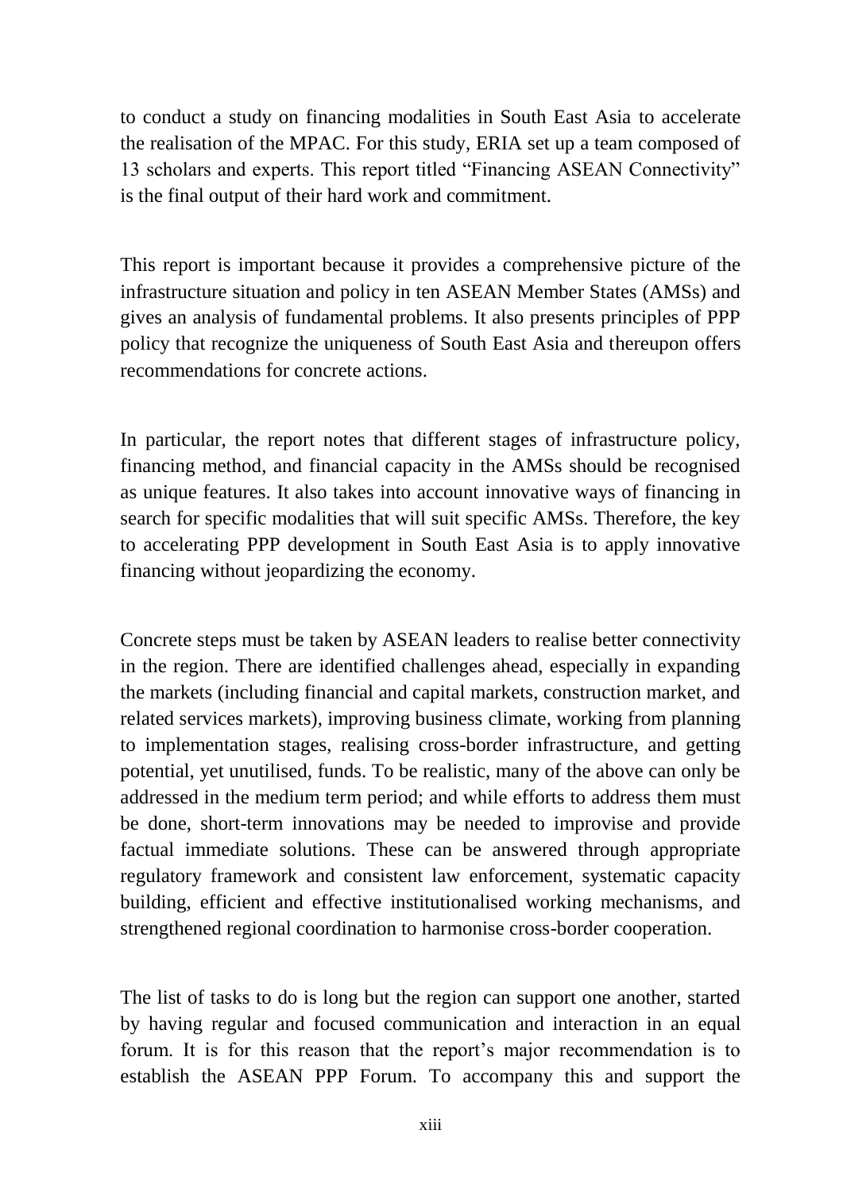to conduct a study on financing modalities in South East Asia to accelerate the realisation of the MPAC. For this study, ERIA set up a team composed of 13 scholars and experts. This report titled "Financing ASEAN Connectivity" is the final output of their hard work and commitment.

This report is important because it provides a comprehensive picture of the infrastructure situation and policy in ten ASEAN Member States (AMSs) and gives an analysis of fundamental problems. It also presents principles of PPP policy that recognize the uniqueness of South East Asia and thereupon offers recommendations for concrete actions.

In particular, the report notes that different stages of infrastructure policy, financing method, and financial capacity in the AMSs should be recognised as unique features. It also takes into account innovative ways of financing in search for specific modalities that will suit specific AMSs. Therefore, the key to accelerating PPP development in South East Asia is to apply innovative financing without jeopardizing the economy.

Concrete steps must be taken by ASEAN leaders to realise better connectivity in the region. There are identified challenges ahead, especially in expanding the markets (including financial and capital markets, construction market, and related services markets), improving business climate, working from planning to implementation stages, realising cross-border infrastructure, and getting potential, yet unutilised, funds. To be realistic, many of the above can only be addressed in the medium term period; and while efforts to address them must be done, short-term innovations may be needed to improvise and provide factual immediate solutions. These can be answered through appropriate regulatory framework and consistent law enforcement, systematic capacity building, efficient and effective institutionalised working mechanisms, and strengthened regional coordination to harmonise cross-border cooperation.

The list of tasks to do is long but the region can support one another, started by having regular and focused communication and interaction in an equal forum. It is for this reason that the report's major recommendation is to establish the ASEAN PPP Forum. To accompany this and support the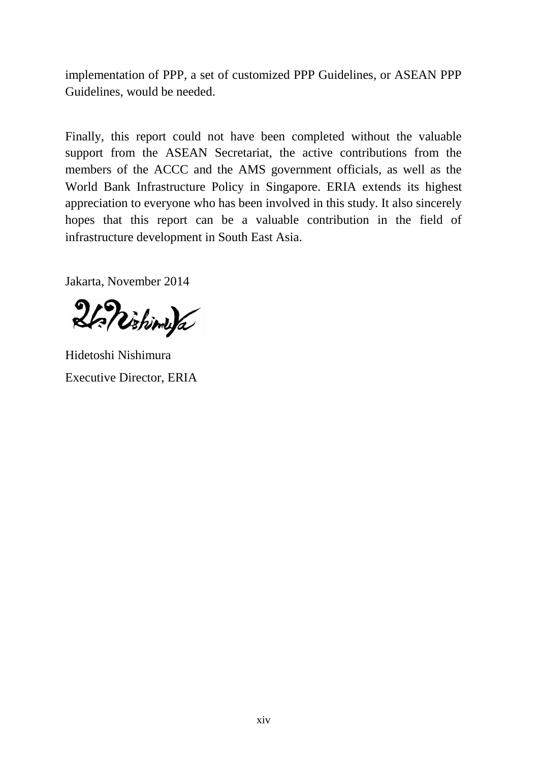implementation of PPP, a set of customized PPP Guidelines, or ASEAN PPP Guidelines, would be needed.

Finally, this report could not have been completed without the valuable support from the ASEAN Secretariat, the active contributions from the members of the ACCC and the AMS government officials, as well as the World Bank Infrastructure Policy in Singapore. ERIA extends its highest appreciation to everyone who has been involved in this study. It also sincerely hopes that this report can be a valuable contribution in the field of infrastructure development in South East Asia.

Jakarta, November 2014

Hidetoshi Nishimura

Executive Director, ERIA